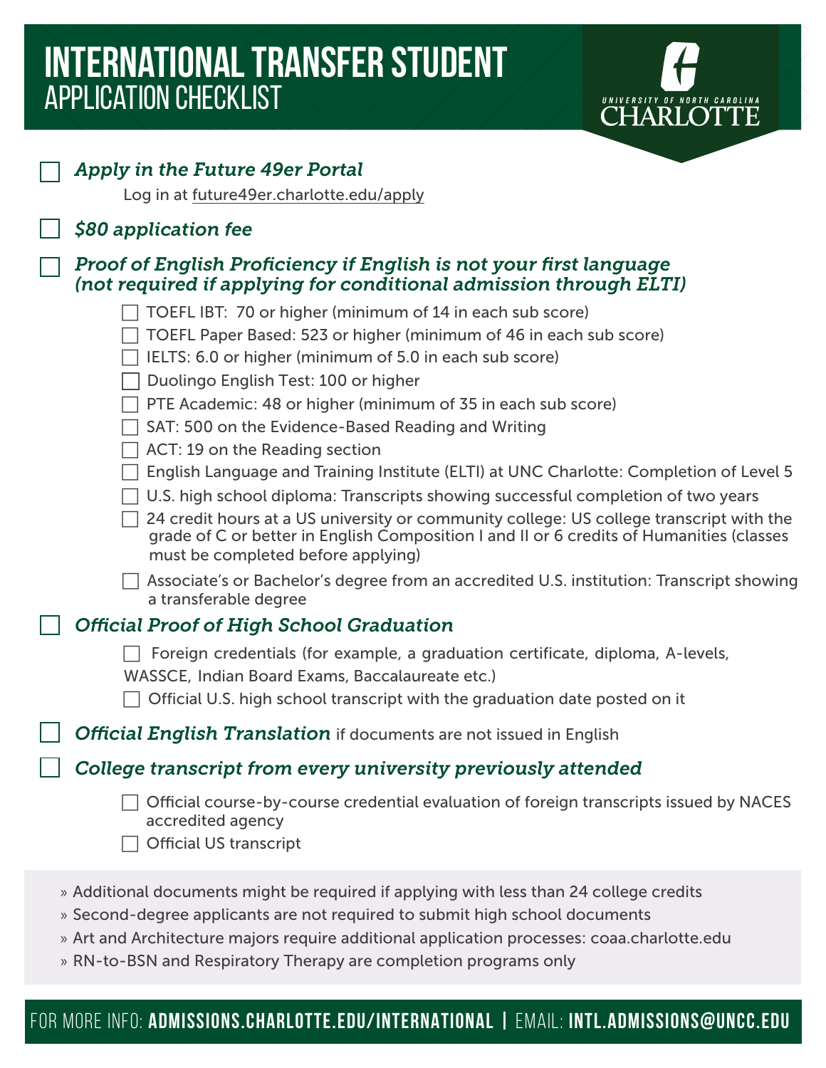# INTERNATIONAL TRANSFER STUDENT
## APPLICATION CHECKLIST

UNIVERSITY OF NORTH CAROLINA CHARLOTTE

- [ ] ***Apply in the Future 49er Portal***
  Log in at future49er.charlotte.edu/apply
- [ ] ***$80 application fee***
- [ ] ***Proof of English Proficiency if English is not your first language (not required if applying for conditional admission through ELTI)***
  - [ ] TOEFL IBT: 70 or higher (minimum of 14 in each sub score)
  - [ ] TOEFL Paper Based: 523 or higher (minimum of 46 in each sub score)
  - [ ] IELTS: 6.0 or higher (minimum of 5.0 in each sub score)
  - [ ] Duolingo English Test: 100 or higher
  - [ ] PTE Academic: 48 or higher (minimum of 35 in each sub score)
  - [ ] SAT: 500 on the Evidence-Based Reading and Writing
  - [ ] ACT: 19 on the Reading section
  - [ ] English Language and Training Institute (ELTI) at UNC Charlotte: Completion of Level 5
  - [ ] U.S. high school diploma: Transcripts showing successful completion of two years
  - [ ] 24 credit hours at a US university or community college: US college transcript with the grade of C or better in English Composition I and II or 6 credits of Humanities (classes must be completed before applying)
  - [ ] Associate's or Bachelor's degree from an accredited U.S. institution: Transcript showing a transferable degree
- [ ] ***Official Proof of High School Graduation***
  - [ ] Foreign credentials (for example, a graduation certificate, diploma, A-levels, WASSCE, Indian Board Exams, Baccalaureate etc.)
  - [ ] Official U.S. high school transcript with the graduation date posted on it
- [ ] ***Official English Translation*** if documents are not issued in English
- [ ] ***College transcript from every university previously attended***
  - [ ] Official course-by-course credential evaluation of foreign transcripts issued by NACES accredited agency
  - [ ] Official US transcript

» Additional documents might be required if applying with less than 24 college credits
» Second-degree applicants are not required to submit high school documents
» Art and Architecture majors require additional application processes: coaa.charlotte.edu
» RN-to-BSN and Respiratory Therapy are completion programs only

FOR MORE INFO: **ADMISSIONS.CHARLOTTE.EDU/INTERNATIONAL** | EMAIL: **INTL.ADMISSIONS@UNCC.EDU**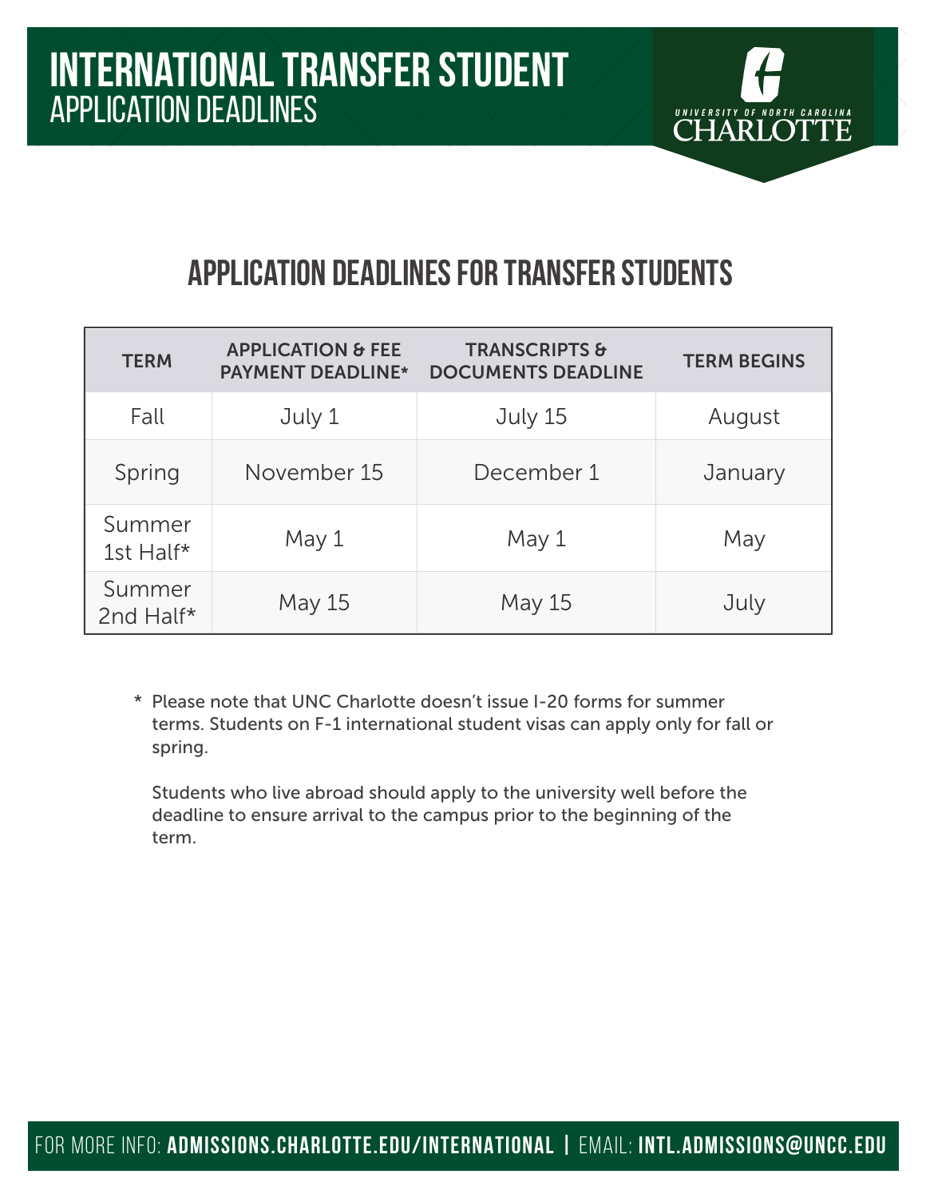# INTERNATIONAL TRANSFER STUDENT
## APPLICATION DEADLINES

UNIVERSITY OF NORTH CAROLINA CHARLOTTE

## APPLICATION DEADLINES FOR TRANSFER STUDENTS

| TERM | APPLICATION & FEE PAYMENT DEADLINE* | TRANSCRIPTS & DOCUMENTS DEADLINE | TERM BEGINS |
|---|---|---|---|
| Fall | July 1 | July 15 | August |
| Spring | November 15 | December 1 | January |
| Summer 1st Half* | May 1 | May 1 | May |
| Summer 2nd Half* | May 15 | May 15 | July |

* Please note that UNC Charlotte doesn't issue I-20 forms for summer terms. Students on F-1 international student visas can apply only for fall or spring.

  Students who live abroad should apply to the university well before the deadline to ensure arrival to the campus prior to the beginning of the term.

FOR MORE INFO: **ADMISSIONS.CHARLOTTE.EDU/INTERNATIONAL** | EMAIL: **INTL.ADMISSIONS@UNCC.EDU**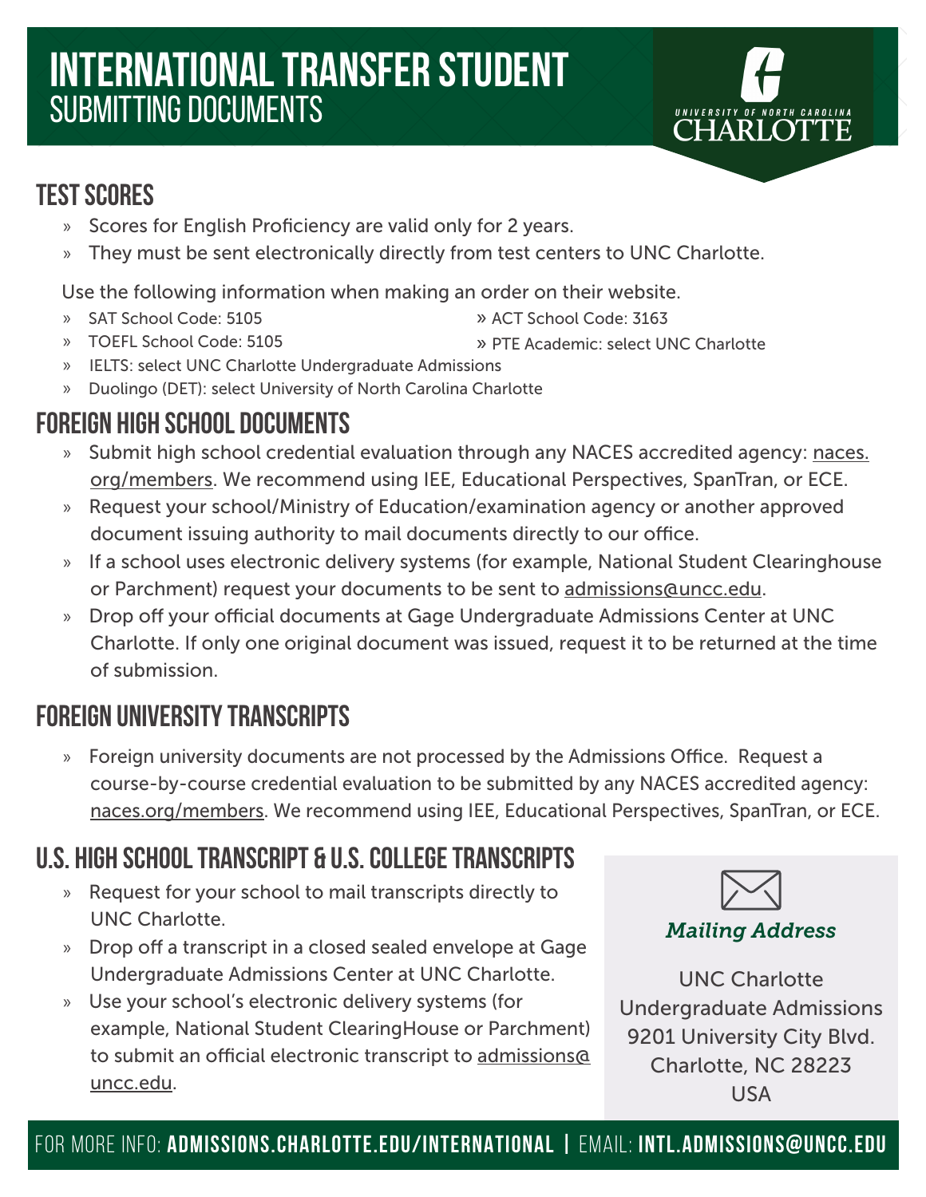# INTERNATIONAL TRANSFER STUDENT
## SUBMITTING DOCUMENTS

UNIVERSITY OF NORTH CAROLINA CHARLOTTE

## TEST SCORES

- Scores for English Proficiency are valid only for 2 years.
- They must be sent electronically directly from test centers to UNC Charlotte.

Use the following information when making an order on their website.

- SAT School Code: 5105
- ACT School Code: 3163
- TOEFL School Code: 5105
- PTE Academic: select UNC Charlotte
- IELTS: select UNC Charlotte Undergraduate Admissions
- Duolingo (DET): select University of North Carolina Charlotte

## FOREIGN HIGH SCHOOL DOCUMENTS

- Submit high school credential evaluation through any NACES accredited agency: naces.org/members. We recommend using IEE, Educational Perspectives, SpanTran, or ECE.
- Request your school/Ministry of Education/examination agency or another approved document issuing authority to mail documents directly to our office.
- If a school uses electronic delivery systems (for example, National Student Clearinghouse or Parchment) request your documents to be sent to admissions@uncc.edu.
- Drop off your official documents at Gage Undergraduate Admissions Center at UNC Charlotte. If only one original document was issued, request it to be returned at the time of submission.

## FOREIGN UNIVERSITY TRANSCRIPTS

- Foreign university documents are not processed by the Admissions Office. Request a course-by-course credential evaluation to be submitted by any NACES accredited agency: naces.org/members. We recommend using IEE, Educational Perspectives, SpanTran, or ECE.

## U.S. HIGH SCHOOL TRANSCRIPT & U.S. COLLEGE TRANSCRIPTS

- Request for your school to mail transcripts directly to UNC Charlotte.
- Drop off a transcript in a closed sealed envelope at Gage Undergraduate Admissions Center at UNC Charlotte.
- Use your school's electronic delivery systems (for example, National Student ClearingHouse or Parchment) to submit an official electronic transcript to admissions@uncc.edu.

*Mailing Address*

UNC Charlotte
Undergraduate Admissions
9201 University City Blvd.
Charlotte, NC 28223
USA

FOR MORE INFO: **ADMISSIONS.CHARLOTTE.EDU/INTERNATIONAL** | EMAIL: **INTL.ADMISSIONS@UNCC.EDU**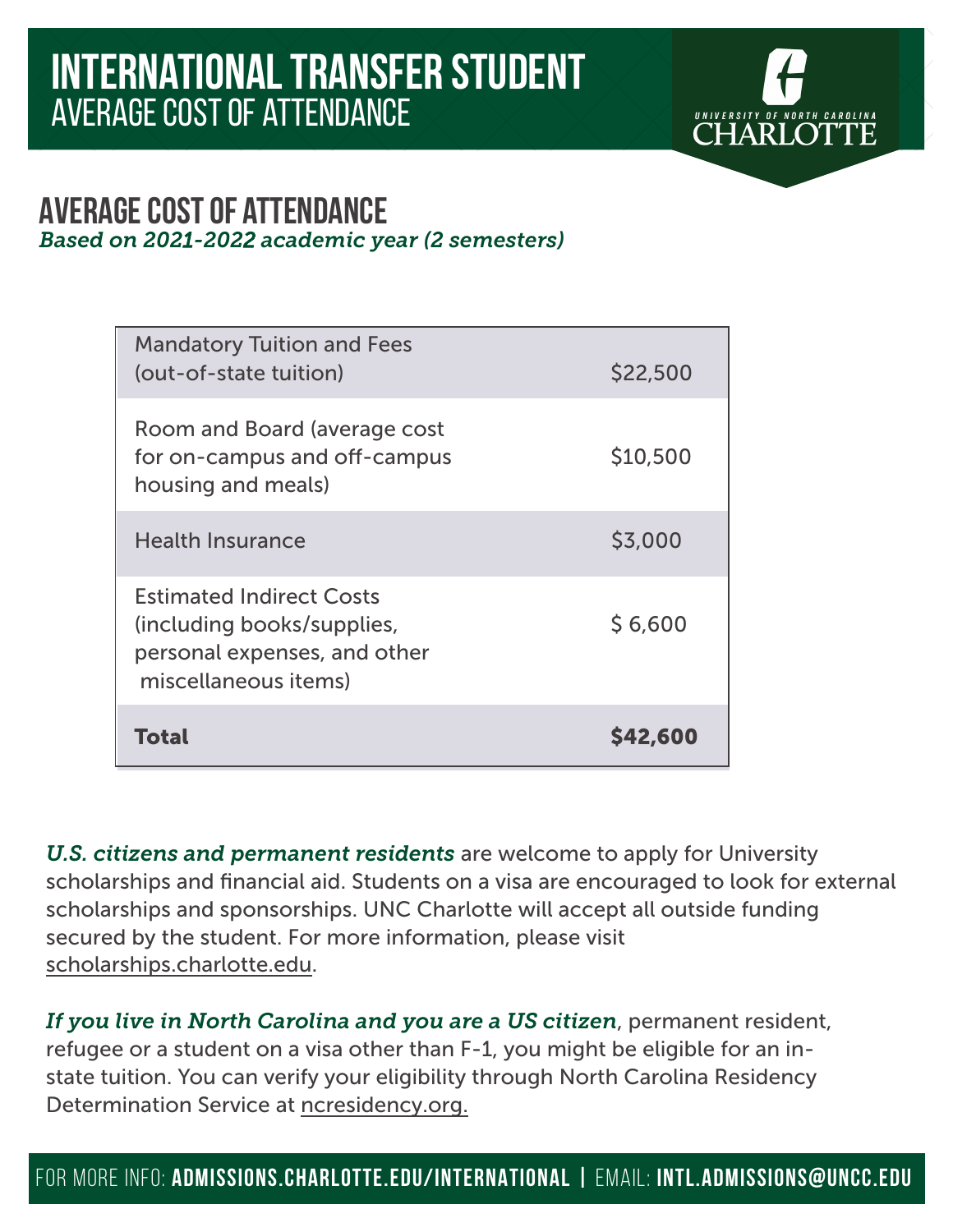# INTERNATIONAL TRANSFER STUDENT
## AVERAGE COST OF ATTENDANCE

UNIVERSITY OF NORTH CAROLINA CHARLOTTE

## AVERAGE COST OF ATTENDANCE

*Based on 2021-2022 academic year (2 semesters)*

| Item | Cost |
| --- | --- |
| Mandatory Tuition and Fees (out-of-state tuition) | $22,500 |
| Room and Board (average cost for on-campus and off-campus housing and meals) | $10,500 |
| Health Insurance | $3,000 |
| Estimated Indirect Costs (including books/supplies, personal expenses, and other miscellaneous items) | $ 6,600 |
| **Total** | **$42,600** |

***U.S. citizens and permanent residents*** are welcome to apply for University scholarships and financial aid. Students on a visa are encouraged to look for external scholarships and sponsorships. UNC Charlotte will accept all outside funding secured by the student. For more information, please visit scholarships.charlotte.edu.

***If you live in North Carolina and you are a US citizen***, permanent resident, refugee or a student on a visa other than F-1, you might be eligible for an in-state tuition. You can verify your eligibility through North Carolina Residency Determination Service at ncresidency.org.

FOR MORE INFO: **ADMISSIONS.CHARLOTTE.EDU/INTERNATIONAL** | EMAIL: **INTL.ADMISSIONS@UNCC.EDU**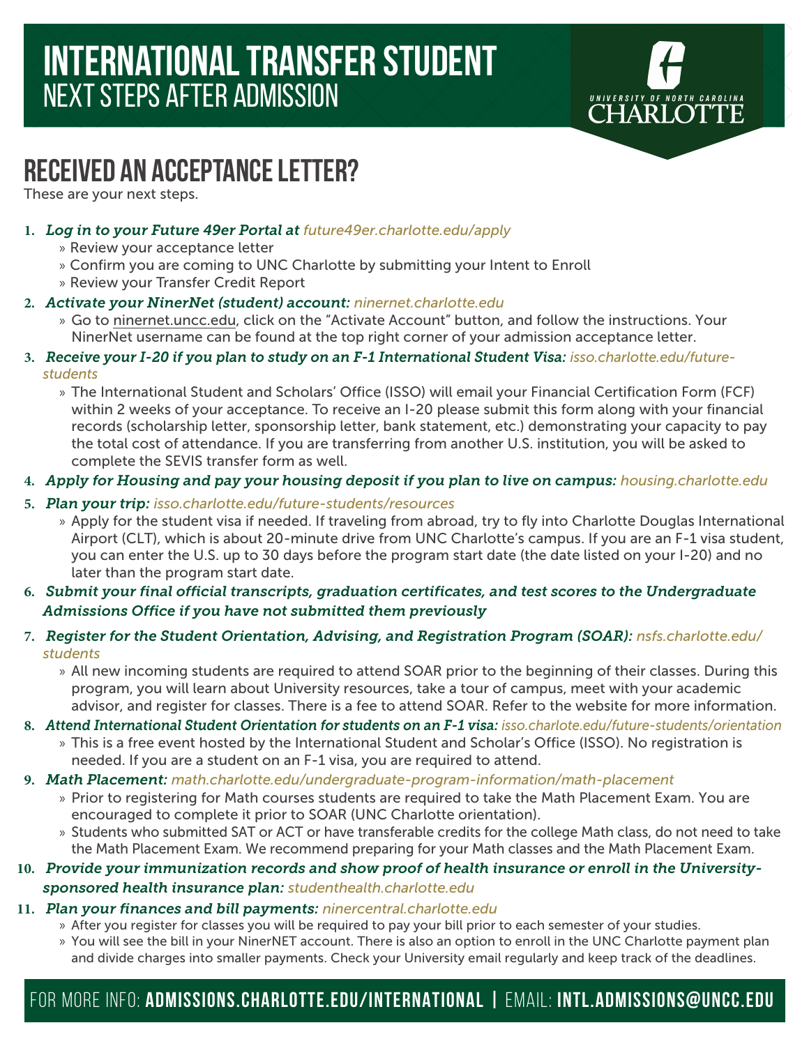# INTERNATIONAL TRANSFER STUDENT
## NEXT STEPS AFTER ADMISSION

UNIVERSITY OF NORTH CAROLINA CHARLOTTE

## RECEIVED AN ACCEPTANCE LETTER?

These are your next steps.

1. ***Log in to your Future 49er Portal at*** *future49er.charlotte.edu/apply*
   - Review your acceptance letter
   - Confirm you are coming to UNC Charlotte by submitting your Intent to Enroll
   - Review your Transfer Credit Report
2. ***Activate your NinerNet (student) account:*** *ninernet.charlotte.edu*
   - Go to ninernet.uncc.edu, click on the "Activate Account" button, and follow the instructions. Your NinerNet username can be found at the top right corner of your admission acceptance letter.
3. ***Receive your I-20 if you plan to study on an F-1 International Student Visa:*** *isso.charlotte.edu/future-students*
   - The International Student and Scholars' Office (ISSO) will email your Financial Certification Form (FCF) within 2 weeks of your acceptance. To receive an I-20 please submit this form along with your financial records (scholarship letter, sponsorship letter, bank statement, etc.) demonstrating your capacity to pay the total cost of attendance. If you are transferring from another U.S. institution, you will be asked to complete the SEVIS transfer form as well.
4. ***Apply for Housing and pay your housing deposit if you plan to live on campus:*** *housing.charlotte.edu*
5. ***Plan your trip:*** *isso.charlotte.edu/future-students/resources*
   - Apply for the student visa if needed. If traveling from abroad, try to fly into Charlotte Douglas International Airport (CLT), which is about 20-minute drive from UNC Charlotte's campus. If you are an F-1 visa student, you can enter the U.S. up to 30 days before the program start date (the date listed on your I-20) and no later than the program start date.
6. ***Submit your final official transcripts, graduation certificates, and test scores to the Undergraduate Admissions Office if you have not submitted them previously***
7. ***Register for the Student Orientation, Advising, and Registration Program (SOAR):*** *nsfs.charlotte.edu/students*
   - All new incoming students are required to attend SOAR prior to the beginning of their classes. During this program, you will learn about University resources, take a tour of campus, meet with your academic advisor, and register for classes. There is a fee to attend SOAR. Refer to the website for more information.
8. ***Attend International Student Orientation for students on an F-1 visa:*** *isso.charlote.edu/future-students/orientation*
   - This is a free event hosted by the International Student and Scholar's Office (ISSO). No registration is needed. If you are a student on an F-1 visa, you are required to attend.
9. ***Math Placement:*** *math.charlotte.edu/undergraduate-program-information/math-placement*
   - Prior to registering for Math courses students are required to take the Math Placement Exam. You are encouraged to complete it prior to SOAR (UNC Charlotte orientation).
   - Students who submitted SAT or ACT or have transferable credits for the college Math class, do not need to take the Math Placement Exam. We recommend preparing for your Math classes and the Math Placement Exam.
10. ***Provide your immunization records and show proof of health insurance or enroll in the University-sponsored health insurance plan:*** *studenthealth.charlotte.edu*
11. ***Plan your finances and bill payments:*** *ninercentral.charlotte.edu*
    - After you register for classes you will be required to pay your bill prior to each semester of your studies.
    - You will see the bill in your NinerNET account. There is also an option to enroll in the UNC Charlotte payment plan and divide charges into smaller payments. Check your University email regularly and keep track of the deadlines.

FOR MORE INFO: **ADMISSIONS.CHARLOTTE.EDU/INTERNATIONAL** | EMAIL: **INTL.ADMISSIONS@UNCC.EDU**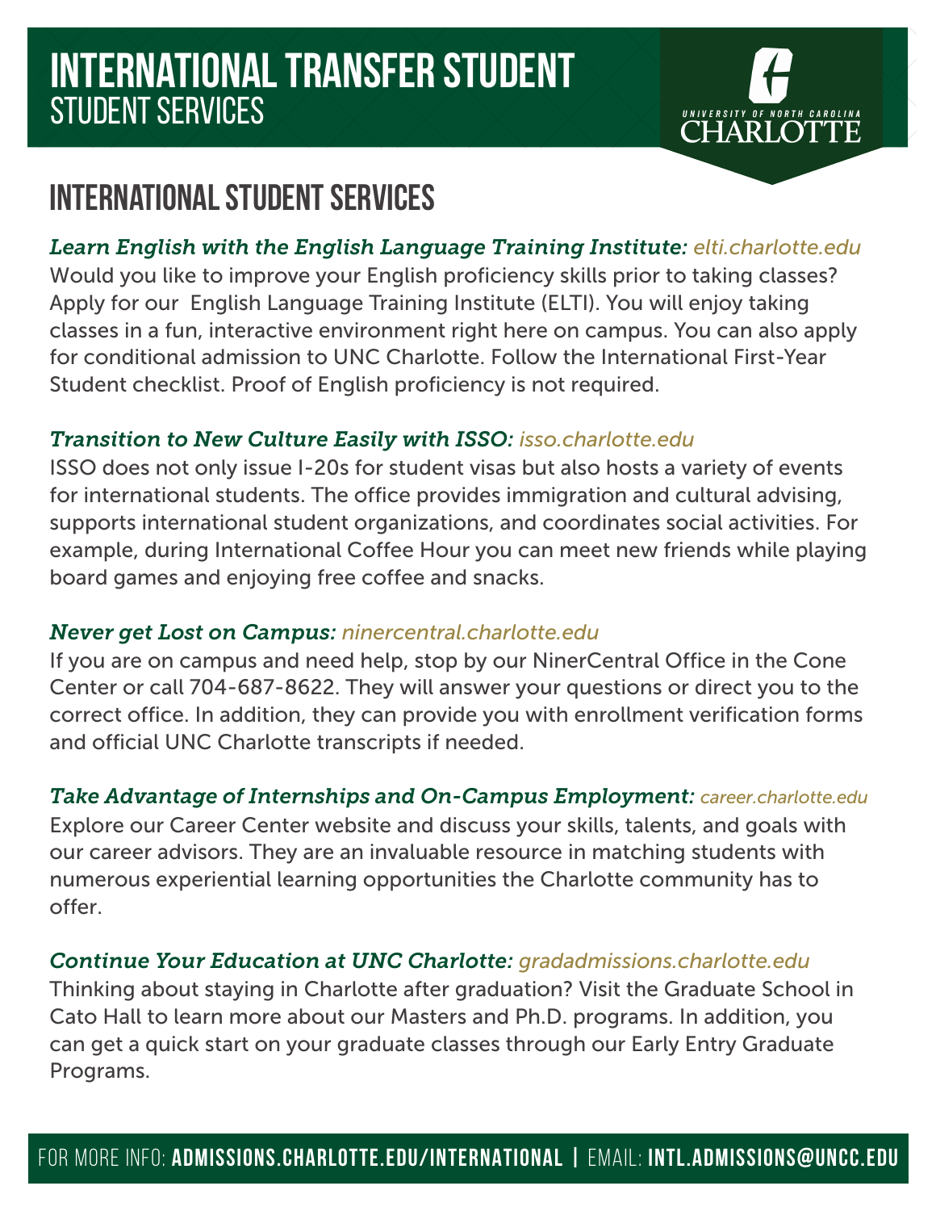# INTERNATIONAL TRANSFER STUDENT
## STUDENT SERVICES

UNIVERSITY OF NORTH CAROLINA CHARLOTTE

## INTERNATIONAL STUDENT SERVICES

***Learn English with the English Language Training Institute:*** *elti.charlotte.edu*
Would you like to improve your English proficiency skills prior to taking classes? Apply for our English Language Training Institute (ELTI). You will enjoy taking classes in a fun, interactive environment right here on campus. You can also apply for conditional admission to UNC Charlotte. Follow the International First-Year Student checklist. Proof of English proficiency is not required.

***Transition to New Culture Easily with ISSO:*** *isso.charlotte.edu*
ISSO does not only issue I-20s for student visas but also hosts a variety of events for international students. The office provides immigration and cultural advising, supports international student organizations, and coordinates social activities. For example, during International Coffee Hour you can meet new friends while playing board games and enjoying free coffee and snacks.

***Never get Lost on Campus:*** *ninercentral.charlotte.edu*
If you are on campus and need help, stop by our NinerCentral Office in the Cone Center or call 704-687-8622. They will answer your questions or direct you to the correct office. In addition, they can provide you with enrollment verification forms and official UNC Charlotte transcripts if needed.

***Take Advantage of Internships and On-Campus Employment:*** *career.charlotte.edu*
Explore our Career Center website and discuss your skills, talents, and goals with our career advisors. They are an invaluable resource in matching students with numerous experiential learning opportunities the Charlotte community has to offer.

***Continue Your Education at UNC Charlotte:*** *gradadmissions.charlotte.edu*
Thinking about staying in Charlotte after graduation? Visit the Graduate School in Cato Hall to learn more about our Masters and Ph.D. programs. In addition, you can get a quick start on your graduate classes through our Early Entry Graduate Programs.

FOR MORE INFO: **ADMISSIONS.CHARLOTTE.EDU/INTERNATIONAL** | EMAIL: **INTL.ADMISSIONS@UNCC.EDU**